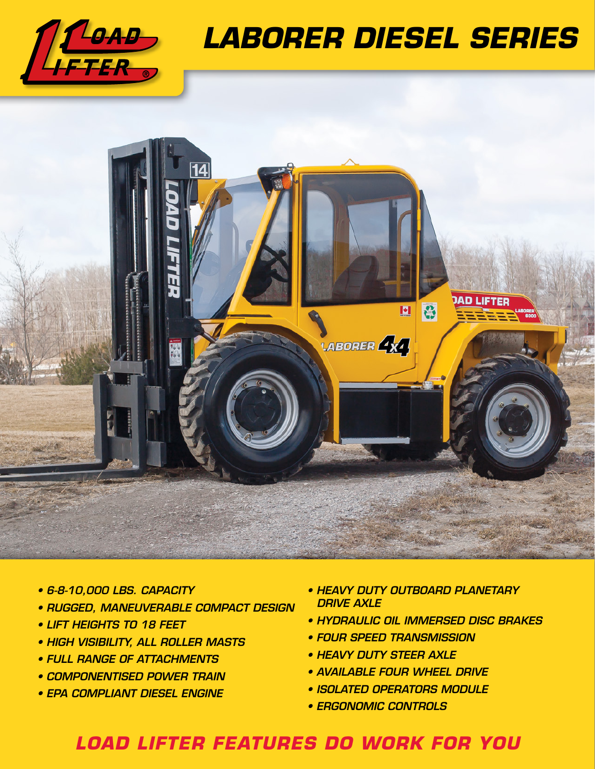# LABORER DIESEL SERIES

- 6-8-10,000 LBS. CAPACITY
- RUGGED, MANEUVERABLE COMPACT DESIGN
- LIFT HEIGHTS TO 18 FEET
- HIGH VISIBILITY, ALL ROLLER MASTS
- FULL RANGE OF ATTACHMENTS
- COMPONENTISED POWER TRAIN
- EPA COMPLIANT DIESEL ENGINE
- HEAVY DUTY OUTBOARD PLANETARY DRIVE AXLE
- HYDRAULIC OIL IMMERSED DISC BRAKES
- FOUR SPEED TRANSMISSION
- HEAVY DUTY STEER AXLE
- AVAILABLE FOUR WHEEL DRIVE
- ISOLATED OPERATORS MODULE
- ERGONOMIC CONTROLS

## LOAD LIFTER FEATURES DO WORK FOR YOU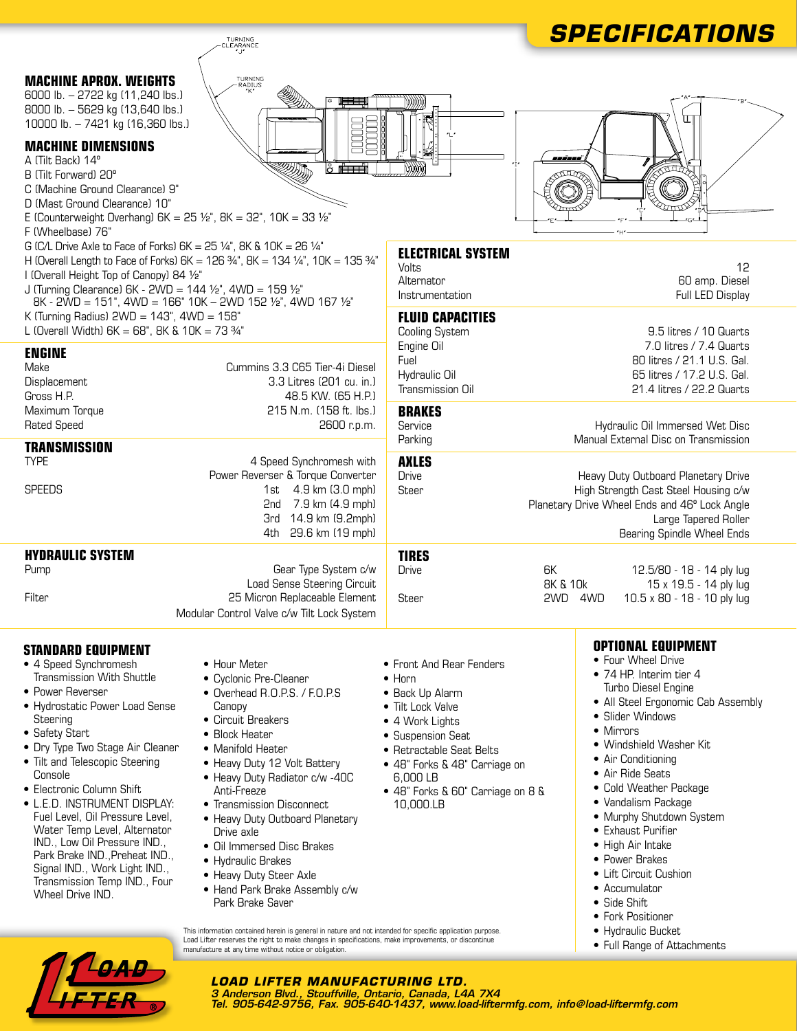# SPECIFICATIONS

TURNING CLEARANCE "J"

TURNING RADIUS "K"

## MACHINE APROX. WEIGHTS

6000 lb. – 2722 kg (11,240 lbs.)
8000 lb. – 5629 kg (13,640 lbs.)
10000 lb. – 7421 kg (16,360 lbs.)

## MACHINE DIMENSIONS

A (Tilt Back) 14°
B (Tilt Forward) 20°
C (Machine Ground Clearance) 9"
D (Mast Ground Clearance) 10"
E (Counterweight Overhang) 6K = 25 ½", 8K = 32", 10K = 33 ½"
F (Wheelbase) 76"
G (C/L Drive Axle to Face of Forks) 6K = 25 ¼", 8K & 10K = 26 ¼"
H (Overall Length to Face of Forks) 6K = 126 ¾", 8K = 134 ¼", 10K = 135 ¾"
I (Overall Height Top of Canopy) 84 ½"
J (Turning Clearance) 6K - 2WD = 144 ½", 4WD = 159 ½"
8K - 2WD = 151", 4WD = 166" 10K – 2WD 152 ½", 4WD 167 ½"
K (Turning Radius) 2WD = 143", 4WD = 158"
L (Overall Width) 6K = 68", 8K & 10K = 73 ¾"

## ENGINE

| | |
|---|---|
| Make | Cummins 3.3 C65 Tier-4i Diesel |
| Displacement | 3.3 Litres (201 cu. in.) |
| Gross H.P. | 48.5 KW. (65 H.P.) |
| Maximum Torque | 215 N.m. (158 ft. lbs.) |
| Rated Speed | 2600 r.p.m. |

## TRANSMISSION

| | |
|---|---|
| TYPE | 4 Speed Synchromesh with Power Reverser & Torque Converter |
| SPEEDS | 1st 4.9 km (3.0 mph) |
| | 2nd 7.9 km (4.9 mph) |
| | 3rd 14.9 km (9.2mph) |
| | 4th 29.6 km (19 mph) |

## HYDRAULIC SYSTEM

| | |
|---|---|
| Pump | Gear Type System c/w Load Sense Steering Circuit |
| Filter | 25 Micron Replaceable Element |
| | Modular Control Valve c/w Tilt Lock System |

## ELECTRICAL SYSTEM

| | |
|---|---|
| Volts | 12 |
| Alternator | 60 amp. Diesel |
| Instrumentation | Full LED Display |

## FLUID CAPACITIES

| | |
|---|---|
| Cooling System | 9.5 litres / 10 Quarts |
| Engine Oil | 7.0 litres / 7.4 Quarts |
| Fuel | 80 litres / 21.1 U.S. Gal. |
| Hydraulic Oil | 65 litres / 17.2 U.S. Gal. |
| Transmission Oil | 21.4 litres / 22.2 Quarts |

## BRAKES

| | |
|---|---|
| Service | Hydraulic Oil Immersed Wet Disc |
| Parking | Manual External Disc on Transmission |

## AXLES

| | |
|---|---|
| Drive | Heavy Duty Outboard Planetary Drive |
| Steer | High Strength Cast Steel Housing c/w Planetary Drive Wheel Ends and 46° Lock Angle Large Tapered Roller Bearing Spindle Wheel Ends |

## TIRES

| | | |
|---|---|---|
| Drive | 6K | 12.5/80 - 18 - 14 ply lug |
| | 8K & 10k | 15 x 19.5 - 14 ply lug |
| Steer | 2WD 4WD | 10.5 x 80 - 18 - 10 ply lug |

## STANDARD EQUIPMENT

- 4 Speed Synchromesh Transmission With Shuttle
- Power Reverser
- Hydrostatic Power Load Sense Steering
- Safety Start
- Dry Type Two Stage Air Cleaner
- Tilt and Telescopic Steering Console
- Electronic Column Shift
- L.E.D. INSTRUMENT DISPLAY: Fuel Level, Oil Pressure Level, Water Temp Level, Alternator IND., Low Oil Pressure IND., Park Brake IND.,Preheat IND., Signal IND., Work Light IND., Transmission Temp IND., Four Wheel Drive IND.
- Hour Meter
- Cyclonic Pre-Cleaner
- Overhead R.O.P.S. / F.O.P.S Canopy
- Circuit Breakers
- Block Heater
- Manifold Heater
- Heavy Duty 12 Volt Battery
- Heavy Duty Radiator c/w -40C Anti-Freeze
- Transmission Disconnect
- Heavy Duty Outboard Planetary Drive axle
- Oil Immersed Disc Brakes
- Hydraulic Brakes
- Heavy Duty Steer Axle
- Hand Park Brake Assembly c/w Park Brake Saver
- Front And Rear Fenders
- Horn
- Back Up Alarm
- Tilt Lock Valve
- 4 Work Lights
- Suspension Seat
- Retractable Seat Belts
- 48" Forks & 48" Carriage on 6,000 LB
- 48" Forks & 60" Carriage on 8 & 10,000.LB

## OPTIONAL EQUIPMENT

- Four Wheel Drive
- 74 HP. Interim tier 4 Turbo Diesel Engine
- All Steel Ergonomic Cab Assembly
- Slider Windows
- Mirrors
- Windshield Washer Kit
- Air Conditioning
- Air Ride Seats
- Cold Weather Package
- Vandalism Package
- Murphy Shutdown System
- Exhaust Purifier
- High Air Intake
- Power Brakes
- Lift Circuit Cushion
- Accumulator
- Side Shift
- Fork Positioner
- Hydraulic Bucket
- Full Range of Attachments

This information contained herein is general in nature and not intended for specific application purpose. Load Lifter reserves the right to make changes in specifications, make improvements, or discontinue manufacture at any time without notice or obligation.

LOAD LIFTER®

**LOAD LIFTER MANUFACTURING LTD.**
*3 Anderson Blvd., Stouffville, Ontario, Canada, L4A 7X4*
*Tel. 905-642-9756, Fax. 905-640-1437, www.load-liftermfg.com, info@load-liftermfg.com*